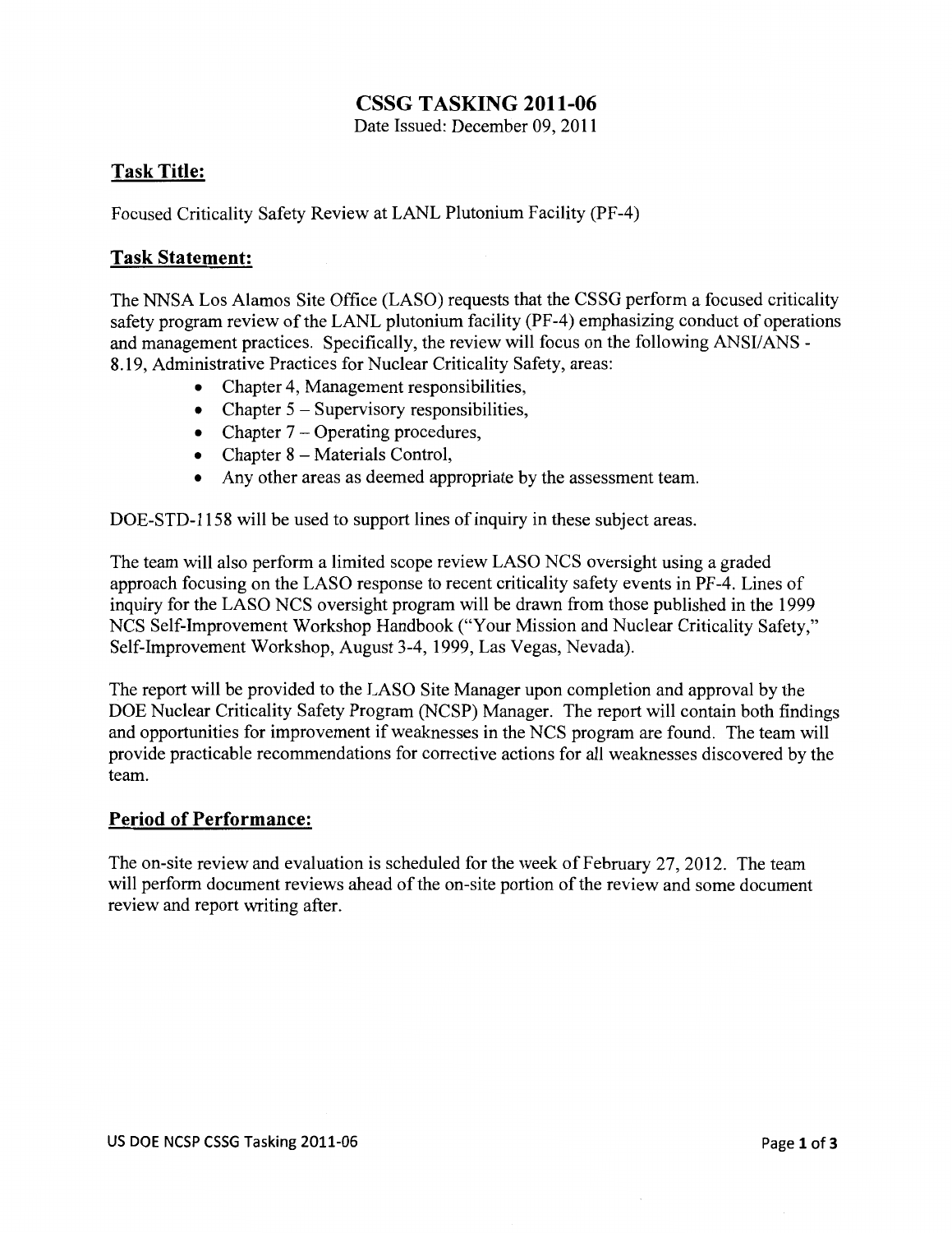# CSSG TASKING 2011-06

Date Issued: December 09, 2011

## Task Title:

Focused Criticality Safety Review at LANL Plutonium Facility (PF-4)

## Task Statement:

The NNSA Los Alamos Site Office (LASO) requests that the CSSG perform a focused criticality safety program review of the LANL plutonium facility (PF-4) emphasizing conduct of operations and management practices. Specifically, the review will focus on the following ANSI/ANS - 8.19, Administrative Practices for Nuclear Criticality Safety, areas:

- Chapter 4, Management responsibilities,
- Chapter 5 – Supervisory responsibilities,
- Chapter 7 – Operating procedures,
- Chapter 8 – Materials Control,
- Any other areas as deemed appropriate by the assessment team.

DOE-STD-1158 will be used to support lines of inquiry in these subject areas.

The team will also perform a limited scope review LASO NCS oversight using a graded approach focusing on the LASO response to recent criticality safety events in PF-4. Lines of inquiry for the LASO NCS oversight program will be drawn from those published in the 1999 NCS Self-Improvement Workshop Handbook ("Your Mission and Nuclear Criticality Safety," Self-Improvement Workshop, August 3-4, 1999, Las Vegas, Nevada).

The report will be provided to the LASO Site Manager upon completion and approval by the DOE Nuclear Criticality Safety Program (NCSP) Manager. The report will contain both findings and opportunities for improvement if weaknesses in the NCS program are found. The team will provide practicable recommendations for corrective actions for all weaknesses discovered by the team.

## Period of Performance:

The on-site review and evaluation is scheduled for the week of February 27, 2012. The team will perform document reviews ahead of the on-site portion of the review and some document review and report writing after.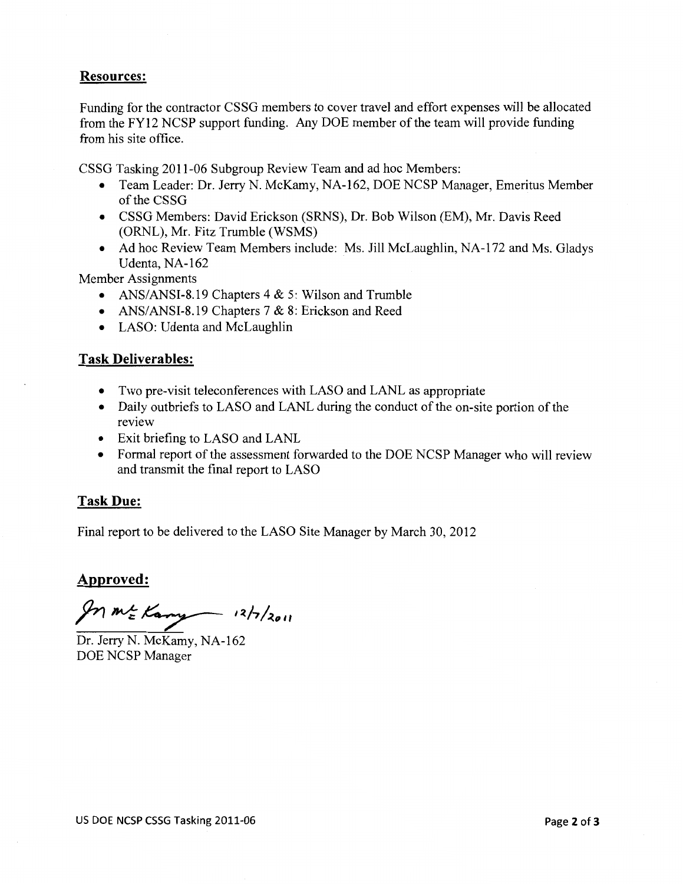## Resources:

Funding for the contractor CSSG members to cover travel and effort expenses will be allocated from the FY12 NCSP support funding. Any DOE member of the team will provide funding from his site office.

CSSG Tasking 2011-06 Subgroup Review Team and ad hoc Members:

- Team Leader: Dr. Jerry N. McKamy, NA-162, DOE NCSP Manager, Emeritus Member of the CSSG
- CSSG Members: David Erickson (SRNS), Dr. Bob Wilson (EM), Mr. Davis Reed (ORNL), Mr. Fitz Trumble (WSMS)
- Ad hoc Review Team Members include: Ms. Jill McLaughlin, NA-172 and Ms. Gladys Udenta, NA-162

Member Assignments

- ANS/ANSI-8.19 Chapters 4 & 5: Wilson and Trumble
- ANS/ANSI-8.19 Chapters 7 & 8: Erickson and Reed
- LASO: Udenta and McLaughlin

## Task Deliverables:

- Two pre-visit teleconferences with LASO and LANL as appropriate
- Daily outbriefs to LASO and LANL during the conduct of the on-site portion of the review
- Exit briefing to LASO and LANL
- Formal report of the assessment forwarded to the DOE NCSP Manager who will review and transmit the final report to LASO

## Task Due:

Final report to be delivered to the LASO Site Manager by March 30, 2012

## Approved:

Jn McKamy 12/7/2011

Dr. Jerry N. McKamy, NA-162
DOE NCSP Manager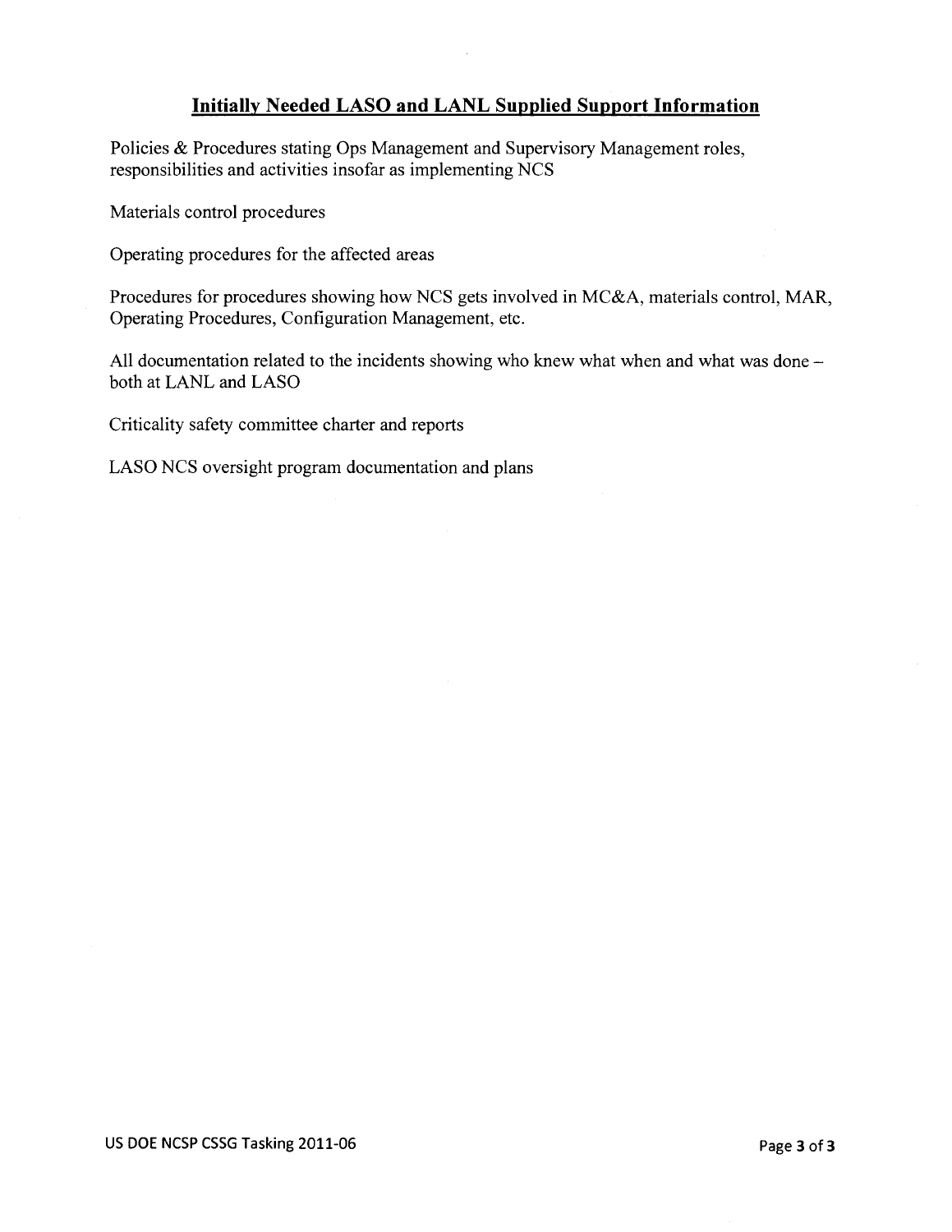## Initially Needed LASO and LANL Supplied Support Information

Policies & Procedures stating Ops Management and Supervisory Management roles, responsibilities and activities insofar as implementing NCS

Materials control procedures

Operating procedures for the affected areas

Procedures for procedures showing how NCS gets involved in MC&A, materials control, MAR, Operating Procedures, Configuration Management, etc.

All documentation related to the incidents showing who knew what when and what was done – both at LANL and LASO

Criticality safety committee charter and reports

LASO NCS oversight program documentation and plans